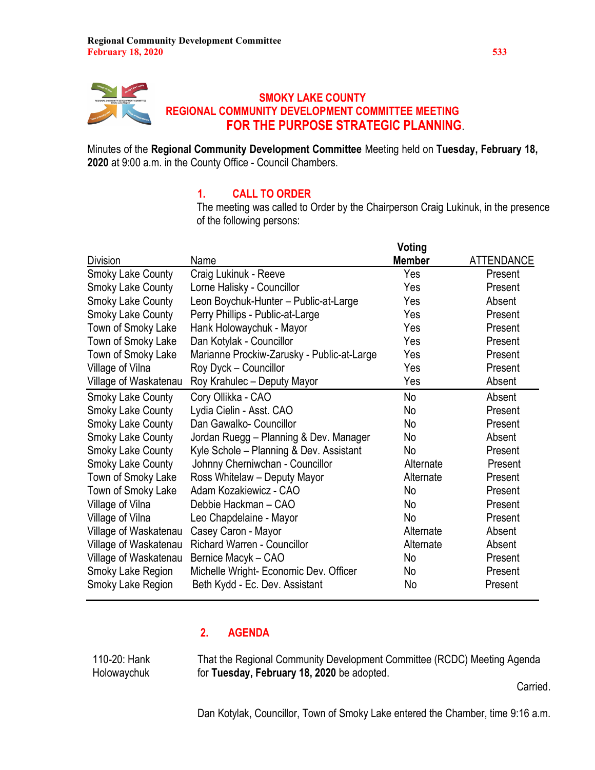# SMOKY LAKE COUNTY
## REGIONAL COMMUNITY DEVELOPMENT COMMITTEE MEETING
## FOR THE PURPOSE STRATEGIC PLANNING.

Minutes of the **Regional Community Development Committee** Meeting held on **Tuesday, February 18, 2020** at 9:00 a.m. in the County Office - Council Chambers.

### 1. CALL TO ORDER

The meeting was called to Order by the Chairperson Craig Lukinuk, in the presence of the following persons:

| Division | Name | Voting Member | ATTENDANCE |
|---|---|---|---|
| Smoky Lake County | Craig Lukinuk - Reeve | Yes | Present |
| Smoky Lake County | Lorne Halisky - Councillor | Yes | Present |
| Smoky Lake County | Leon Boychuk-Hunter – Public-at-Large | Yes | Absent |
| Smoky Lake County | Perry Phillips - Public-at-Large | Yes | Present |
| Town of Smoky Lake | Hank Holowaychuk - Mayor | Yes | Present |
| Town of Smoky Lake | Dan Kotylak - Councillor | Yes | Present |
| Town of Smoky Lake | Marianne Prockiw-Zarusky - Public-at-Large | Yes | Present |
| Village of Vilna | Roy Dyck – Councillor | Yes | Present |
| Village of Waskatenau | Roy Krahulec – Deputy Mayor | Yes | Absent |
| Smoky Lake County | Cory Ollikka - CAO | No | Absent |
| Smoky Lake County | Lydia Cielin - Asst. CAO | No | Present |
| Smoky Lake County | Dan Gawalko- Councillor | No | Present |
| Smoky Lake County | Jordan Ruegg – Planning & Dev. Manager | No | Absent |
| Smoky Lake County | Kyle Schole – Planning & Dev. Assistant | No | Present |
| Smoky Lake County | Johnny Cherniwchan - Councillor | Alternate | Present |
| Town of Smoky Lake | Ross Whitelaw – Deputy Mayor | Alternate | Present |
| Town of Smoky Lake | Adam Kozakiewicz - CAO | No | Present |
| Village of Vilna | Debbie Hackman – CAO | No | Present |
| Village of Vilna | Leo Chapdelaine - Mayor | No | Present |
| Village of Waskatenau | Casey Caron - Mayor | Alternate | Absent |
| Village of Waskatenau | Richard Warren - Councillor | Alternate | Absent |
| Village of Waskatenau | Bernice Macyk – CAO | No | Present |
| Smoky Lake Region | Michelle Wright- Economic Dev. Officer | No | Present |
| Smoky Lake Region | Beth Kydd - Ec. Dev. Assistant | No | Present |

### 2. AGENDA

110-20: Hank Holowaychuk

That the Regional Community Development Committee (RCDC) Meeting Agenda for **Tuesday, February 18, 2020** be adopted.

Carried.

Dan Kotylak, Councillor, Town of Smoky Lake entered the Chamber, time 9:16 a.m.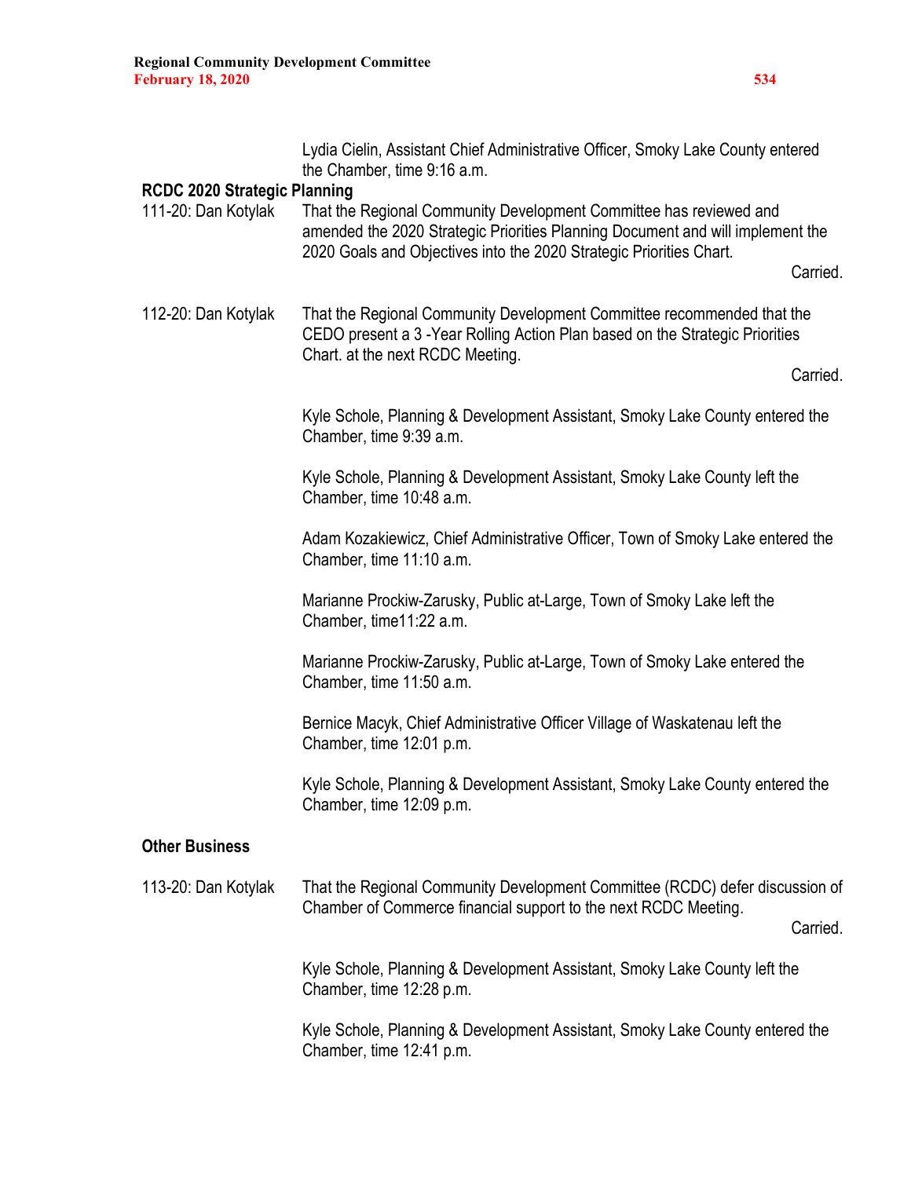Lydia Cielin, Assistant Chief Administrative Officer, Smoky Lake County entered the Chamber, time 9:16 a.m.

**RCDC 2020 Strategic Planning**

111-20: Dan Kotylak That the Regional Community Development Committee has reviewed and amended the 2020 Strategic Priorities Planning Document and will implement the 2020 Goals and Objectives into the 2020 Strategic Priorities Chart.

Carried.

112-20: Dan Kotylak That the Regional Community Development Committee recommended that the CEDO present a 3 -Year Rolling Action Plan based on the Strategic Priorities Chart. at the next RCDC Meeting.

Carried.

Kyle Schole, Planning & Development Assistant, Smoky Lake County entered the Chamber, time 9:39 a.m.

Kyle Schole, Planning & Development Assistant, Smoky Lake County left the Chamber, time 10:48 a.m.

Adam Kozakiewicz, Chief Administrative Officer, Town of Smoky Lake entered the Chamber, time 11:10 a.m.

Marianne Prockiw-Zarusky, Public at-Large, Town of Smoky Lake left the Chamber, time11:22 a.m.

Marianne Prockiw-Zarusky, Public at-Large, Town of Smoky Lake entered the Chamber, time 11:50 a.m.

Bernice Macyk, Chief Administrative Officer Village of Waskatenau left the Chamber, time 12:01 p.m.

Kyle Schole, Planning & Development Assistant, Smoky Lake County entered the Chamber, time 12:09 p.m.

**Other Business**

113-20: Dan Kotylak That the Regional Community Development Committee (RCDC) defer discussion of Chamber of Commerce financial support to the next RCDC Meeting.

Carried.

Kyle Schole, Planning & Development Assistant, Smoky Lake County left the Chamber, time 12:28 p.m.

Kyle Schole, Planning & Development Assistant, Smoky Lake County entered the Chamber, time 12:41 p.m.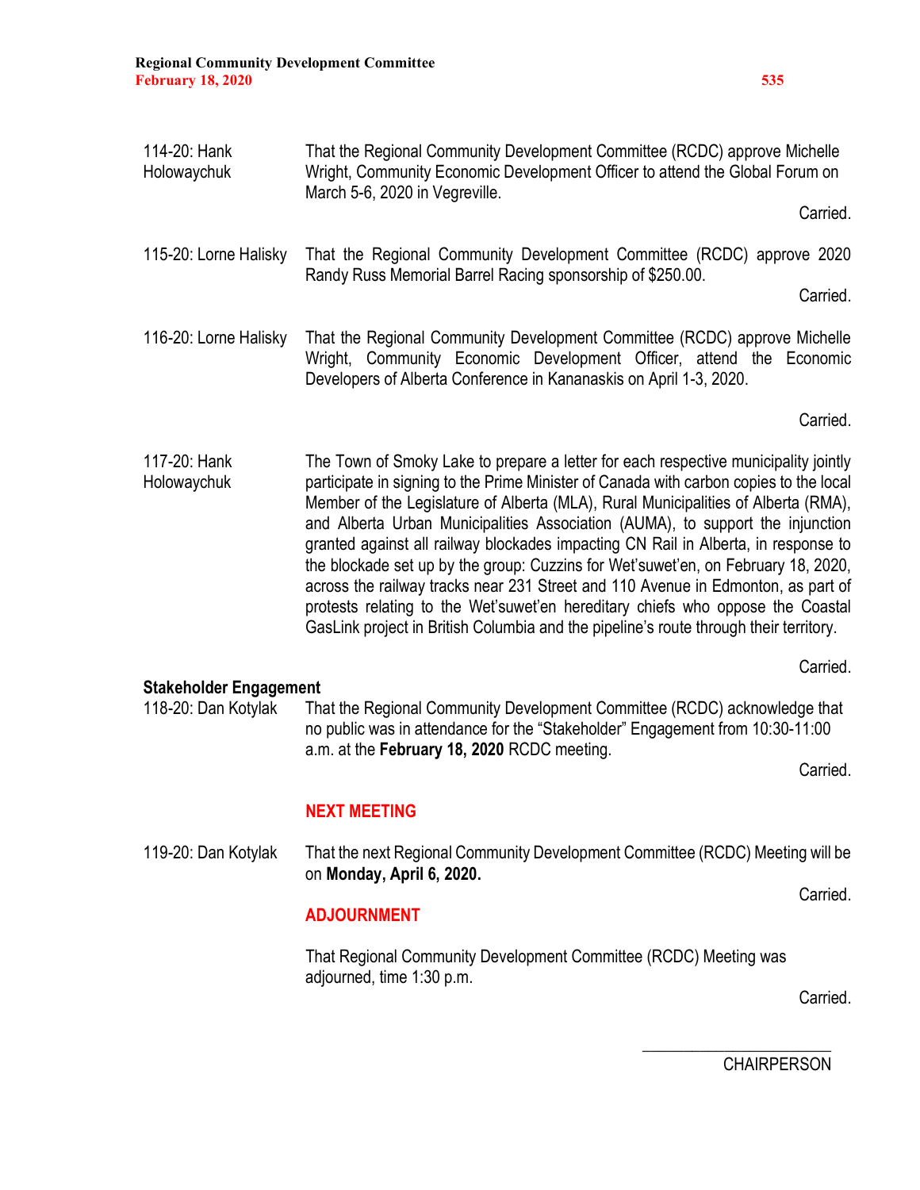114-20: Hank Holowaychuk — That the Regional Community Development Committee (RCDC) approve Michelle Wright, Community Economic Development Officer to attend the Global Forum on March 5-6, 2020 in Vegreville.

Carried.

115-20: Lorne Halisky — That the Regional Community Development Committee (RCDC) approve 2020 Randy Russ Memorial Barrel Racing sponsorship of $250.00.

Carried.

116-20: Lorne Halisky — That the Regional Community Development Committee (RCDC) approve Michelle Wright, Community Economic Development Officer, attend the Economic Developers of Alberta Conference in Kananaskis on April 1-3, 2020.

Carried.

117-20: Hank Holowaychuk — The Town of Smoky Lake to prepare a letter for each respective municipality jointly participate in signing to the Prime Minister of Canada with carbon copies to the local Member of the Legislature of Alberta (MLA), Rural Municipalities of Alberta (RMA), and Alberta Urban Municipalities Association (AUMA), to support the injunction granted against all railway blockades impacting CN Rail in Alberta, in response to the blockade set up by the group: Cuzzins for Wet'suwet'en, on February 18, 2020, across the railway tracks near 231 Street and 110 Avenue in Edmonton, as part of protests relating to the Wet'suwet'en hereditary chiefs who oppose the Coastal GasLink project in British Columbia and the pipeline's route through their territory.

Carried.

**Stakeholder Engagement**

118-20: Dan Kotylak — That the Regional Community Development Committee (RCDC) acknowledge that no public was in attendance for the "Stakeholder" Engagement from 10:30-11:00 a.m. at the **February 18, 2020** RCDC meeting.

Carried.

## NEXT MEETING

119-20: Dan Kotylak — That the next Regional Community Development Committee (RCDC) Meeting will be on **Monday, April 6, 2020.**

Carried.

## ADJOURNMENT

That Regional Community Development Committee (RCDC) Meeting was adjourned, time 1:30 p.m.

Carried.

\_\_\_\_\_\_\_\_\_\_\_\_\_\_\_\_\_\_\_\_\_\_\_\_

CHAIRPERSON